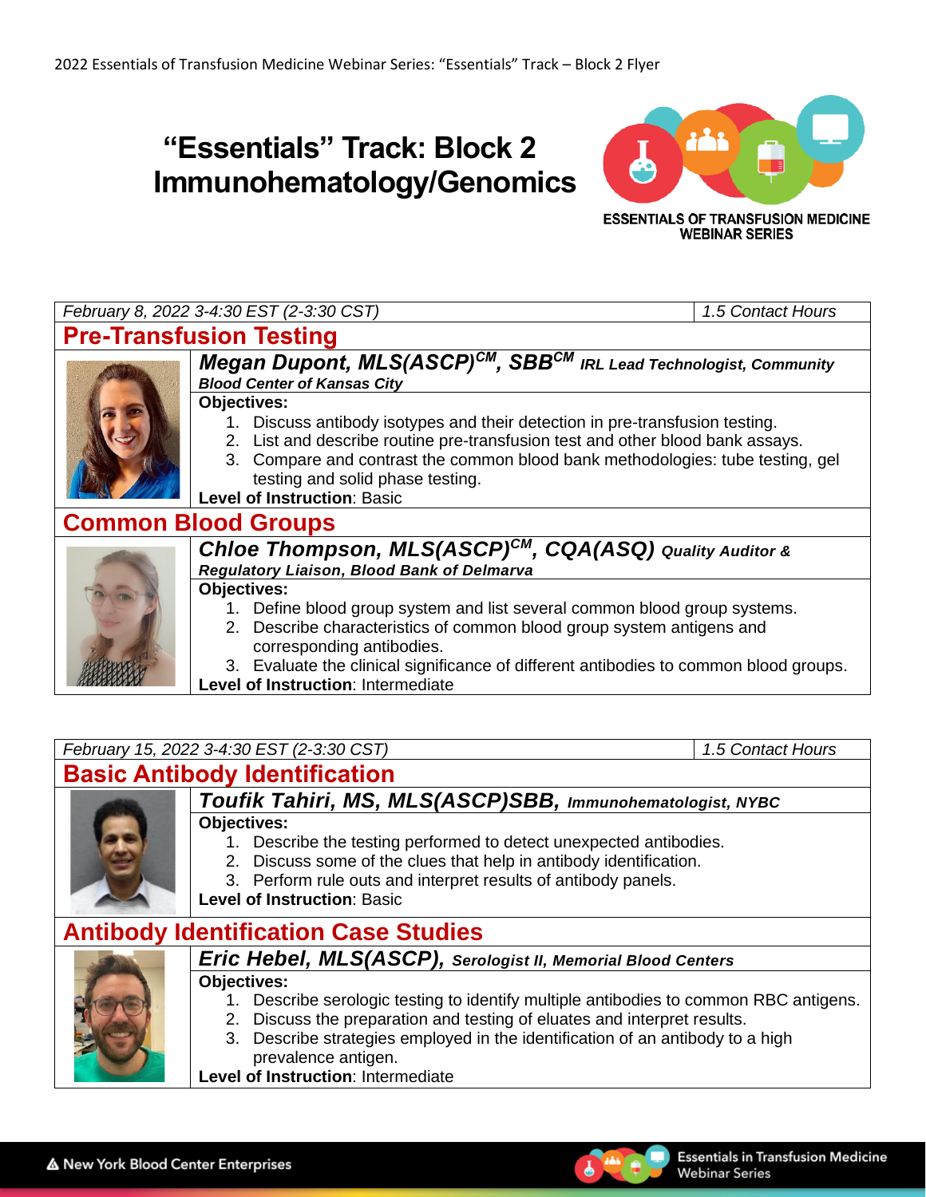2022 Essentials of Transfusion Medicine Webinar Series: "Essentials" Track – Block 2 Flyer

# "Essentials" Track: Block 2 Immunohematology/Genomics

ESSENTIALS OF TRANSFUSION MEDICINE WEBINAR SERIES

*February 8, 2022 3-4:30 EST (2-3:30 CST)* — *1.5 Contact Hours*

## Pre-Transfusion Testing

***Megan Dupont, MLS(ASCP)[CM], SBB[CM]*** ***IRL Lead Technologist, Community Blood Center of Kansas City***

**Objectives:**

1. Discuss antibody isotypes and their detection in pre-transfusion testing.
2. List and describe routine pre-transfusion test and other blood bank assays.
3. Compare and contrast the common blood bank methodologies: tube testing, gel testing and solid phase testing.

**Level of Instruction**: Basic

## Common Blood Groups

***Chloe Thompson, MLS(ASCP)[CM], CQA(ASQ)*** ***Quality Auditor & Regulatory Liaison, Blood Bank of Delmarva***

**Objectives:**

1. Define blood group system and list several common blood group systems.
2. Describe characteristics of common blood group system antigens and corresponding antibodies.
3. Evaluate the clinical significance of different antibodies to common blood groups.

**Level of Instruction**: Intermediate

*February 15, 2022 3-4:30 EST (2-3:30 CST)* — *1.5 Contact Hours*

## Basic Antibody Identification

***Toufik Tahiri, MS, MLS(ASCP)SBB,*** ***Immunohematologist, NYBC***

**Objectives:**

1. Describe the testing performed to detect unexpected antibodies.
2. Discuss some of the clues that help in antibody identification.
3. Perform rule outs and interpret results of antibody panels.

**Level of Instruction**: Basic

## Antibody Identification Case Studies

***Eric Hebel, MLS(ASCP),*** ***Serologist II, Memorial Blood Centers***

**Objectives:**

1. Describe serologic testing to identify multiple antibodies to common RBC antigens.
2. Discuss the preparation and testing of eluates and interpret results.
3. Describe strategies employed in the identification of an antibody to a high prevalence antigen.

**Level of Instruction**: Intermediate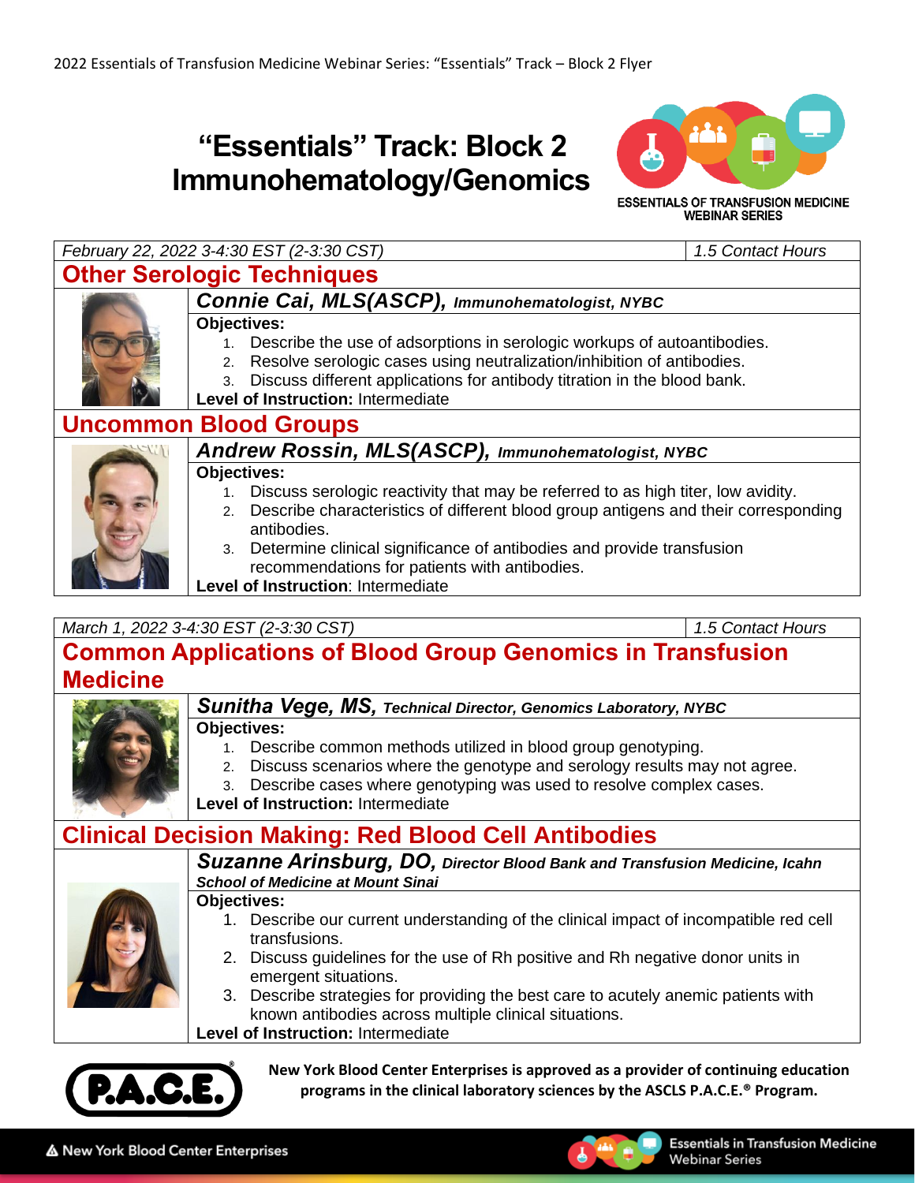# "Essentials" Track: Block 2 Immunohematology/Genomics

ESSENTIALS OF TRANSFUSION MEDICINE WEBINAR SERIES

*February 22, 2022 3-4:30 EST (2-3:30 CST)* | *1.5 Contact Hours*

## Other Serologic Techniques

***Connie Cai, MLS(ASCP), Immunohematologist, NYBC***

**Objectives:**

1. Describe the use of adsorptions in serologic workups of autoantibodies.
2. Resolve serologic cases using neutralization/inhibition of antibodies.
3. Discuss different applications for antibody titration in the blood bank.

**Level of Instruction:** Intermediate

## Uncommon Blood Groups

***Andrew Rossin, MLS(ASCP), Immunohematologist, NYBC***

**Objectives:**

1. Discuss serologic reactivity that may be referred to as high titer, low avidity.
2. Describe characteristics of different blood group antigens and their corresponding antibodies.
3. Determine clinical significance of antibodies and provide transfusion recommendations for patients with antibodies.

**Level of Instruction**: Intermediate

*March 1, 2022 3-4:30 EST (2-3:30 CST)* | *1.5 Contact Hours*

## Common Applications of Blood Group Genomics in Transfusion Medicine

***Sunitha Vege, MS, Technical Director, Genomics Laboratory, NYBC***

**Objectives:**

1. Describe common methods utilized in blood group genotyping.
2. Discuss scenarios where the genotype and serology results may not agree.
3. Describe cases where genotyping was used to resolve complex cases.

**Level of Instruction:** Intermediate

## Clinical Decision Making: Red Blood Cell Antibodies

***Suzanne Arinsburg, DO, Director Blood Bank and Transfusion Medicine, Icahn School of Medicine at Mount Sinai***

**Objectives:**

1. Describe our current understanding of the clinical impact of incompatible red cell transfusions.
2. Discuss guidelines for the use of Rh positive and Rh negative donor units in emergent situations.
3. Describe strategies for providing the best care to acutely anemic patients with known antibodies across multiple clinical situations.

**Level of Instruction:** Intermediate

P.A.C.E.®

**New York Blood Center Enterprises is approved as a provider of continuing education programs in the clinical laboratory sciences by the ASCLS P.A.C.E.® Program.**

New York Blood Center Enterprises

Essentials in Transfusion Medicine Webinar Series